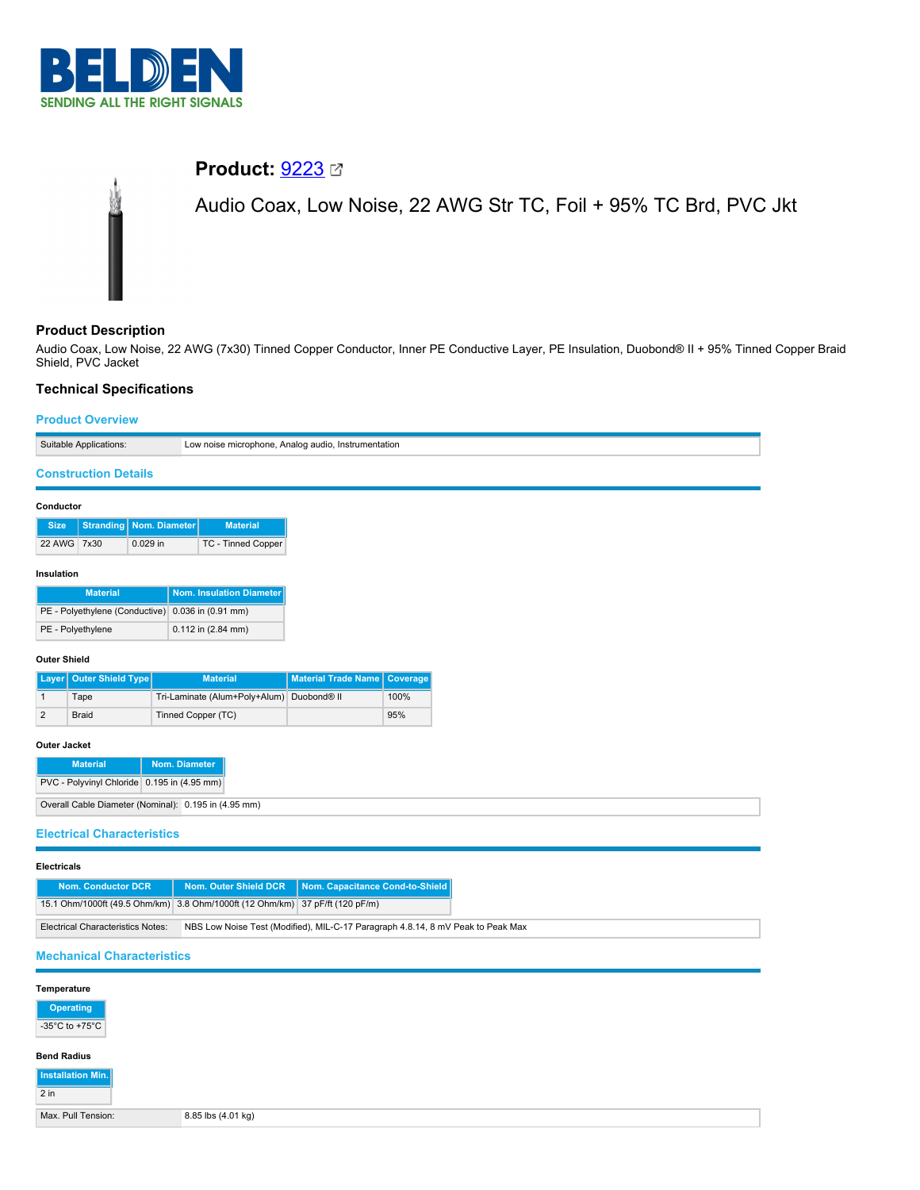# Product: 9223

Audio Coax, Low Noise, 22 AWG Str TC, Foil + 95% TC Brd, PVC Jkt

## Product Description

Audio Coax, Low Noise, 22 AWG (7x30) Tinned Copper Conductor, Inner PE Conductive Layer, PE Insulation, Duobond® II + 95% Tinned Copper Braid Shield, PVC Jacket

## Technical Specifications

### Product Overview

| | |
|---|---|
| Suitable Applications: | Low noise microphone, Analog audio, Instrumentation |

### Construction Details

#### Conductor

| Size | Stranding | Nom. Diameter | Material |
|---|---|---|---|
| 22 AWG | 7x30 | 0.029 in | TC - Tinned Copper |

#### Insulation

| Material | Nom. Insulation Diameter |
|---|---|
| PE - Polyethylene (Conductive) | 0.036 in (0.91 mm) |
| PE - Polyethylene | 0.112 in (2.84 mm) |

#### Outer Shield

| Layer | Outer Shield Type | Material | Material Trade Name | Coverage |
|---|---|---|---|---|
| 1 | Tape | Tri-Laminate (Alum+Poly+Alum) | Duobond® II | 100% |
| 2 | Braid | Tinned Copper (TC) | | 95% |

#### Outer Jacket

| Material | Nom. Diameter |
|---|---|
| PVC - Polyvinyl Chloride | 0.195 in (4.95 mm) |

| | |
|---|---|
| Overall Cable Diameter (Nominal): | 0.195 in (4.95 mm) |

### Electrical Characteristics

#### Electricals

| Nom. Conductor DCR | Nom. Outer Shield DCR | Nom. Capacitance Cond-to-Shield |
|---|---|---|
| 15.1 Ohm/1000ft (49.5 Ohm/km) | 3.8 Ohm/1000ft (12 Ohm/km) | 37 pF/ft (120 pF/m) |

| | |
|---|---|
| Electrical Characteristics Notes: | NBS Low Noise Test (Modified), MIL-C-17 Paragraph 4.8.14, 8 mV Peak to Peak Max |

### Mechanical Characteristics

#### Temperature

| Operating |
|---|
| -35°C to +75°C |

#### Bend Radius

| Installation Min. |
|---|
| 2 in |

| | |
|---|---|
| Max. Pull Tension: | 8.85 lbs (4.01 kg) |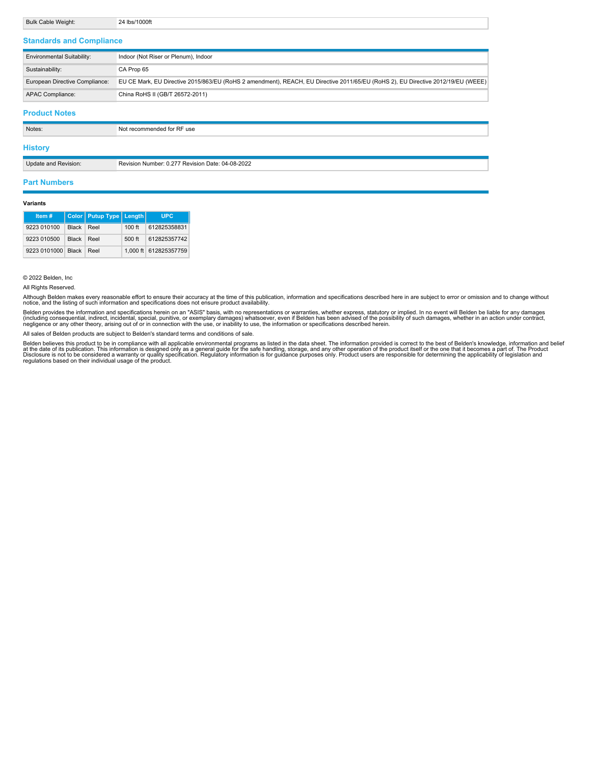| | |
|---|---|
| Bulk Cable Weight: | 24 lbs/1000ft |

## Standards and Compliance

| | |
|---|---|
| Environmental Suitability: | Indoor (Not Riser or Plenum), Indoor |
| Sustainability: | CA Prop 65 |
| European Directive Compliance: | EU CE Mark, EU Directive 2015/863/EU (RoHS 2 amendment), REACH, EU Directive 2011/65/EU (RoHS 2), EU Directive 2012/19/EU (WEEE) |
| APAC Compliance: | China RoHS II (GB/T 26572-2011) |

## Product Notes

| | |
|---|---|
| Notes: | Not recommended for RF use |

## History

| | |
|---|---|
| Update and Revision: | Revision Number: 0.277 Revision Date: 04-08-2022 |

## Part Numbers

**Variants**

| Item # | Color | Putup Type | Length | UPC |
|---|---|---|---|---|
| 9223 010100 | Black | Reel | 100 ft | 612825358831 |
| 9223 010500 | Black | Reel | 500 ft | 612825357742 |
| 9223 0101000 | Black | Reel | 1,000 ft | 612825357759 |

© 2022 Belden, Inc

All Rights Reserved.

Although Belden makes every reasonable effort to ensure their accuracy at the time of this publication, information and specifications described here in are subject to error or omission and to change without notice, and the listing of such information and specifications does not ensure product availability.

Belden provides the information and specifications herein on an "ASIS" basis, with no representations or warranties, whether express, statutory or implied. In no event will Belden be liable for any damages (including consequential, indirect, incidental, special, punitive, or exemplary damages) whatsoever, even if Belden has been advised of the possibility of such damages, whether in an action under contract, negligence or any other theory, arising out of or in connection with the use, or inability to use, the information or specifications described herein.

All sales of Belden products are subject to Belden's standard terms and conditions of sale.

Belden believes this product to be in compliance with all applicable environmental programs as listed in the data sheet. The information provided is correct to the best of Belden's knowledge, information and belief at the date of its publication. This information is designed only as a general guide for the safe handling, storage, and any other operation of the product itself or the one that it becomes a part of. The Product Disclosure is not to be considered a warranty or quality specification. Regulatory information is for guidance purposes only. Product users are responsible for determining the applicability of legislation and regulations based on their individual usage of the product.